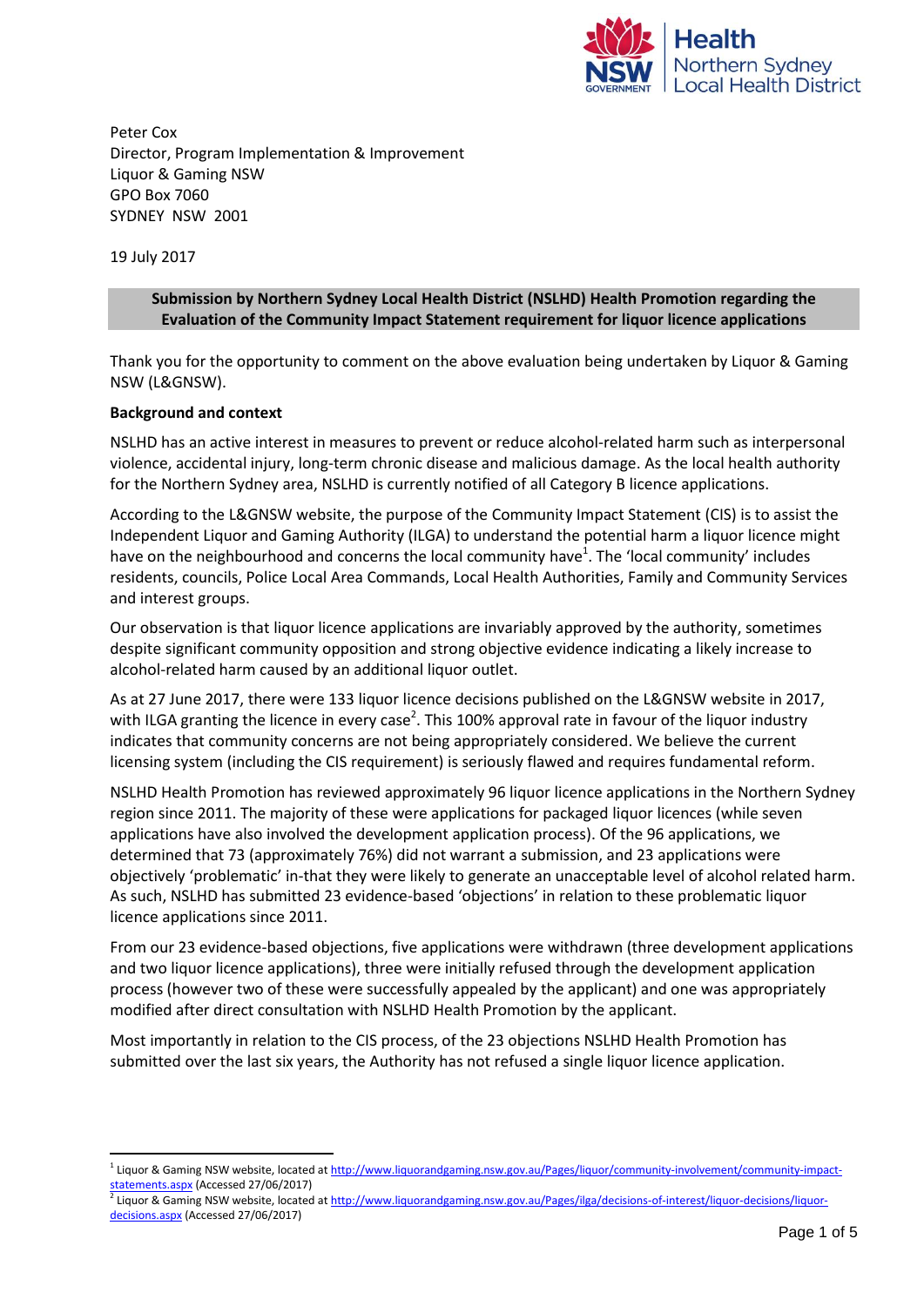Peter Cox
Director, Program Implementation & Improvement
Liquor & Gaming NSW
GPO Box 7060
SYDNEY NSW 2001

19 July 2017

**Submission by Northern Sydney Local Health District (NSLHD) Health Promotion regarding the Evaluation of the Community Impact Statement requirement for liquor licence applications**

Thank you for the opportunity to comment on the above evaluation being undertaken by Liquor & Gaming NSW (L&GNSW).

**Background and context**

NSLHD has an active interest in measures to prevent or reduce alcohol-related harm such as interpersonal violence, accidental injury, long-term chronic disease and malicious damage. As the local health authority for the Northern Sydney area, NSLHD is currently notified of all Category B licence applications.

According to the L&GNSW website, the purpose of the Community Impact Statement (CIS) is to assist the Independent Liquor and Gaming Authority (ILGA) to understand the potential harm a liquor licence might have on the neighbourhood and concerns the local community have[1]. The 'local community' includes residents, councils, Police Local Area Commands, Local Health Authorities, Family and Community Services and interest groups.

Our observation is that liquor licence applications are invariably approved by the authority, sometimes despite significant community opposition and strong objective evidence indicating a likely increase to alcohol-related harm caused by an additional liquor outlet.

As at 27 June 2017, there were 133 liquor licence decisions published on the L&GNSW website in 2017, with ILGA granting the licence in every case[2]. This 100% approval rate in favour of the liquor industry indicates that community concerns are not being appropriately considered. We believe the current licensing system (including the CIS requirement) is seriously flawed and requires fundamental reform.

NSLHD Health Promotion has reviewed approximately 96 liquor licence applications in the Northern Sydney region since 2011. The majority of these were applications for packaged liquor licences (while seven applications have also involved the development application process). Of the 96 applications, we determined that 73 (approximately 76%) did not warrant a submission, and 23 applications were objectively 'problematic' in-that they were likely to generate an unacceptable level of alcohol related harm. As such, NSLHD has submitted 23 evidence-based 'objections' in relation to these problematic liquor licence applications since 2011.

From our 23 evidence-based objections, five applications were withdrawn (three development applications and two liquor licence applications), three were initially refused through the development application process (however two of these were successfully appealed by the applicant) and one was appropriately modified after direct consultation with NSLHD Health Promotion by the applicant.

Most importantly in relation to the CIS process, of the 23 objections NSLHD Health Promotion has submitted over the last six years, the Authority has not refused a single liquor licence application.

---

[1] Liquor & Gaming NSW website, located at http://www.liquorandgaming.nsw.gov.au/Pages/liquor/community-involvement/community-impact-statements.aspx (Accessed 27/06/2017)

[2] Liquor & Gaming NSW website, located at http://www.liquorandgaming.nsw.gov.au/Pages/ilga/decisions-of-interest/liquor-decisions/liquor-decisions.aspx (Accessed 27/06/2017)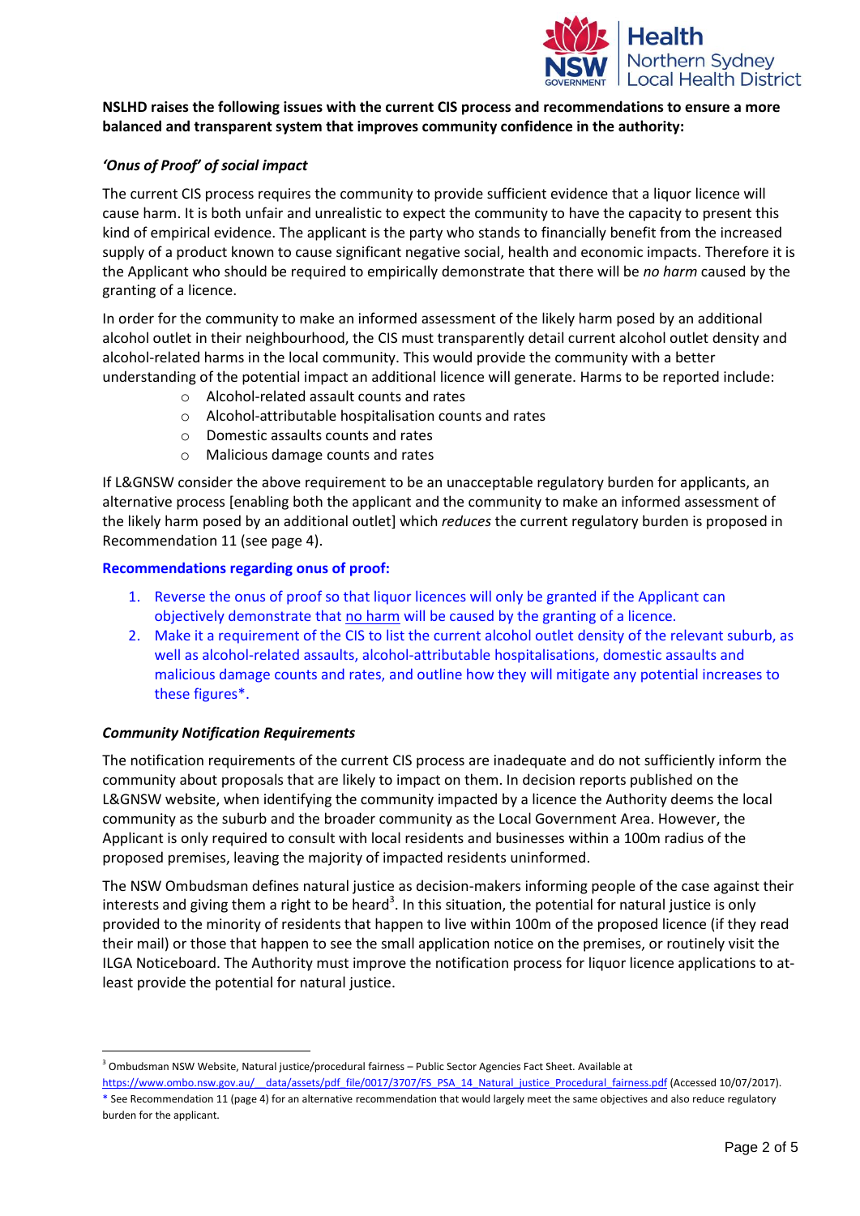**NSLHD raises the following issues with the current CIS process and recommendations to ensure a more balanced and transparent system that improves community confidence in the authority:**

***'Onus of Proof' of social impact***

The current CIS process requires the community to provide sufficient evidence that a liquor licence will cause harm. It is both unfair and unrealistic to expect the community to have the capacity to present this kind of empirical evidence. The applicant is the party who stands to financially benefit from the increased supply of a product known to cause significant negative social, health and economic impacts. Therefore it is the Applicant who should be required to empirically demonstrate that there will be *no harm* caused by the granting of a licence.

In order for the community to make an informed assessment of the likely harm posed by an additional alcohol outlet in their neighbourhood, the CIS must transparently detail current alcohol outlet density and alcohol-related harms in the local community. This would provide the community with a better understanding of the potential impact an additional licence will generate. Harms to be reported include:

- Alcohol-related assault counts and rates
- Alcohol-attributable hospitalisation counts and rates
- Domestic assaults counts and rates
- Malicious damage counts and rates

If L&GNSW consider the above requirement to be an unacceptable regulatory burden for applicants, an alternative process [enabling both the applicant and the community to make an informed assessment of the likely harm posed by an additional outlet] which *reduces* the current regulatory burden is proposed in Recommendation 11 (see page 4).

**Recommendations regarding onus of proof:**

1. Reverse the onus of proof so that liquor licences will only be granted if the Applicant can objectively demonstrate that no harm will be caused by the granting of a licence.
2. Make it a requirement of the CIS to list the current alcohol outlet density of the relevant suburb, as well as alcohol-related assaults, alcohol-attributable hospitalisations, domestic assaults and malicious damage counts and rates, and outline how they will mitigate any potential increases to these figures*.

***Community Notification Requirements***

The notification requirements of the current CIS process are inadequate and do not sufficiently inform the community about proposals that are likely to impact on them. In decision reports published on the L&GNSW website, when identifying the community impacted by a licence the Authority deems the local community as the suburb and the broader community as the Local Government Area. However, the Applicant is only required to consult with local residents and businesses within a 100m radius of the proposed premises, leaving the majority of impacted residents uninformed.

The NSW Ombudsman defines natural justice as decision-makers informing people of the case against their interests and giving them a right to be heard[3]. In this situation, the potential for natural justice is only provided to the minority of residents that happen to live within 100m of the proposed licence (if they read their mail) or those that happen to see the small application notice on the premises, or routinely visit the ILGA Noticeboard. The Authority must improve the notification process for liquor licence applications to at-least provide the potential for natural justice.

---

[3] Ombudsman NSW Website, Natural justice/procedural fairness – Public Sector Agencies Fact Sheet. Available at https://www.ombo.nsw.gov.au/__data/assets/pdf_file/0017/3707/FS_PSA_14_Natural_justice_Procedural_fairness.pdf (Accessed 10/07/2017).

* See Recommendation 11 (page 4) for an alternative recommendation that would largely meet the same objectives and also reduce regulatory burden for the applicant.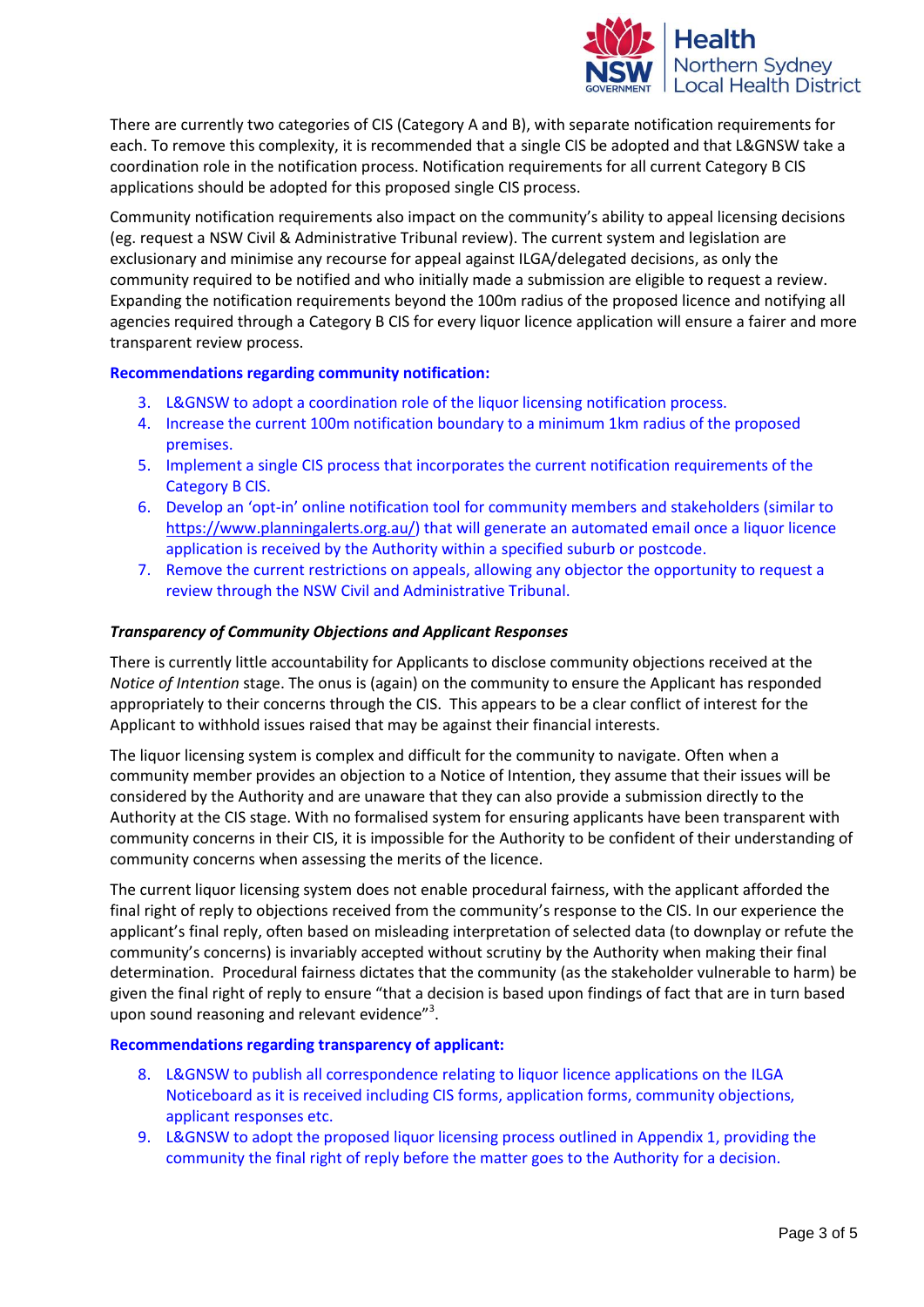There are currently two categories of CIS (Category A and B), with separate notification requirements for each. To remove this complexity, it is recommended that a single CIS be adopted and that L&GNSW take a coordination role in the notification process. Notification requirements for all current Category B CIS applications should be adopted for this proposed single CIS process.

Community notification requirements also impact on the community's ability to appeal licensing decisions (eg. request a NSW Civil & Administrative Tribunal review). The current system and legislation are exclusionary and minimise any recourse for appeal against ILGA/delegated decisions, as only the community required to be notified and who initially made a submission are eligible to request a review. Expanding the notification requirements beyond the 100m radius of the proposed licence and notifying all agencies required through a Category B CIS for every liquor licence application will ensure a fairer and more transparent review process.

**Recommendations regarding community notification:**

3. L&GNSW to adopt a coordination role of the liquor licensing notification process.
4. Increase the current 100m notification boundary to a minimum 1km radius of the proposed premises.
5. Implement a single CIS process that incorporates the current notification requirements of the Category B CIS.
6. Develop an 'opt-in' online notification tool for community members and stakeholders (similar to https://www.planningalerts.org.au/) that will generate an automated email once a liquor licence application is received by the Authority within a specified suburb or postcode.
7. Remove the current restrictions on appeals, allowing any objector the opportunity to request a review through the NSW Civil and Administrative Tribunal.

***Transparency of Community Objections and Applicant Responses***

There is currently little accountability for Applicants to disclose community objections received at the *Notice of Intention* stage. The onus is (again) on the community to ensure the Applicant has responded appropriately to their concerns through the CIS. This appears to be a clear conflict of interest for the Applicant to withhold issues raised that may be against their financial interests.

The liquor licensing system is complex and difficult for the community to navigate. Often when a community member provides an objection to a Notice of Intention, they assume that their issues will be considered by the Authority and are unaware that they can also provide a submission directly to the Authority at the CIS stage. With no formalised system for ensuring applicants have been transparent with community concerns in their CIS, it is impossible for the Authority to be confident of their understanding of community concerns when assessing the merits of the licence.

The current liquor licensing system does not enable procedural fairness, with the applicant afforded the final right of reply to objections received from the community's response to the CIS. In our experience the applicant's final reply, often based on misleading interpretation of selected data (to downplay or refute the community's concerns) is invariably accepted without scrutiny by the Authority when making their final determination. Procedural fairness dictates that the community (as the stakeholder vulnerable to harm) be given the final right of reply to ensure "that a decision is based upon findings of fact that are in turn based upon sound reasoning and relevant evidence"[3].

**Recommendations regarding transparency of applicant:**

8. L&GNSW to publish all correspondence relating to liquor licence applications on the ILGA Noticeboard as it is received including CIS forms, application forms, community objections, applicant responses etc.
9. L&GNSW to adopt the proposed liquor licensing process outlined in Appendix 1, providing the community the final right of reply before the matter goes to the Authority for a decision.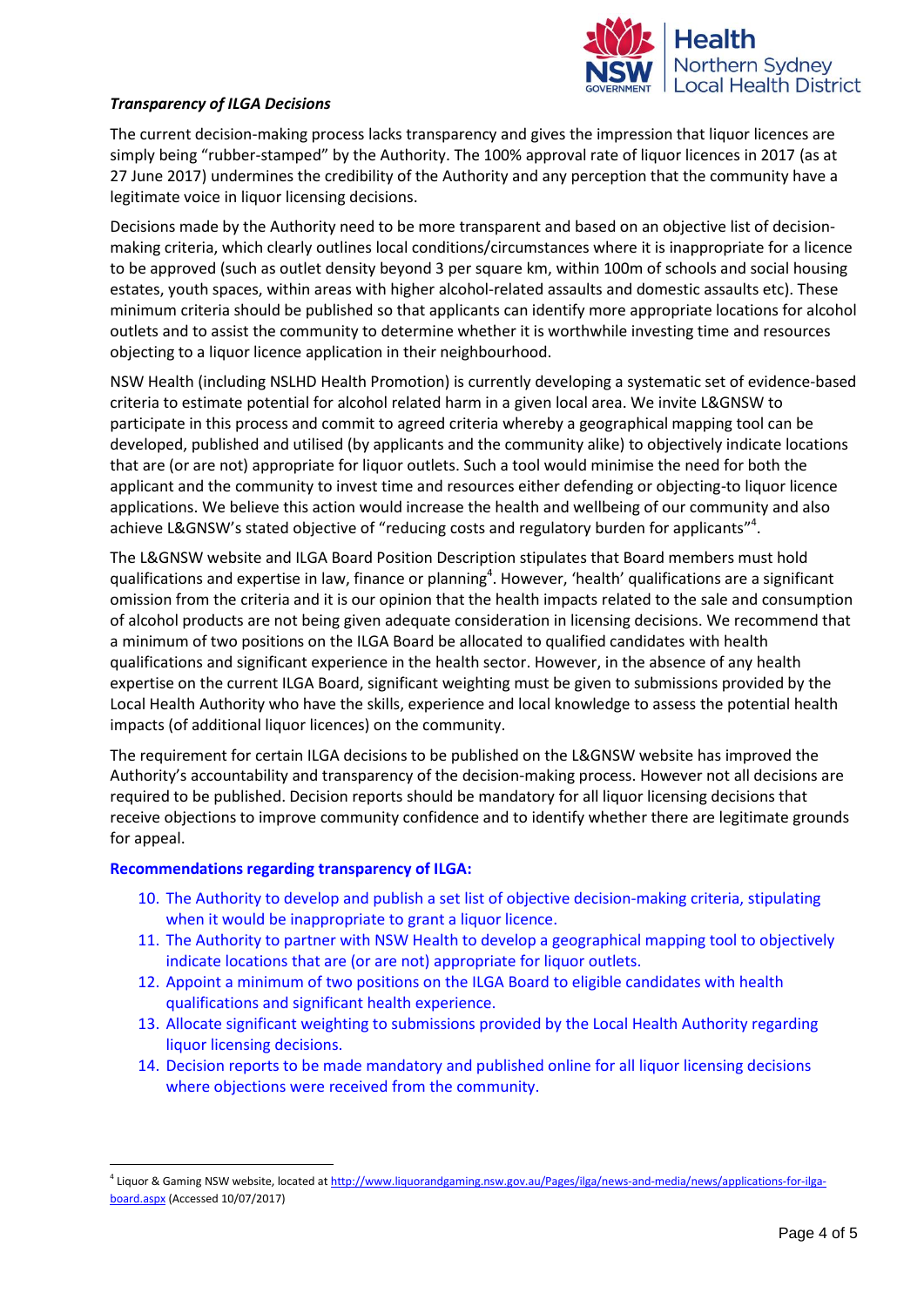***Transparency of ILGA Decisions***

The current decision-making process lacks transparency and gives the impression that liquor licences are simply being "rubber-stamped" by the Authority. The 100% approval rate of liquor licences in 2017 (as at 27 June 2017) undermines the credibility of the Authority and any perception that the community have a legitimate voice in liquor licensing decisions.

Decisions made by the Authority need to be more transparent and based on an objective list of decision-making criteria, which clearly outlines local conditions/circumstances where it is inappropriate for a licence to be approved (such as outlet density beyond 3 per square km, within 100m of schools and social housing estates, youth spaces, within areas with higher alcohol-related assaults and domestic assaults etc). These minimum criteria should be published so that applicants can identify more appropriate locations for alcohol outlets and to assist the community to determine whether it is worthwhile investing time and resources objecting to a liquor licence application in their neighbourhood.

NSW Health (including NSLHD Health Promotion) is currently developing a systematic set of evidence-based criteria to estimate potential for alcohol related harm in a given local area. We invite L&GNSW to participate in this process and commit to agreed criteria whereby a geographical mapping tool can be developed, published and utilised (by applicants and the community alike) to objectively indicate locations that are (or are not) appropriate for liquor outlets. Such a tool would minimise the need for both the applicant and the community to invest time and resources either defending or objecting-to liquor licence applications. We believe this action would increase the health and wellbeing of our community and also achieve L&GNSW's stated objective of "reducing costs and regulatory burden for applicants"[4].

The L&GNSW website and ILGA Board Position Description stipulates that Board members must hold qualifications and expertise in law, finance or planning[4]. However, 'health' qualifications are a significant omission from the criteria and it is our opinion that the health impacts related to the sale and consumption of alcohol products are not being given adequate consideration in licensing decisions. We recommend that a minimum of two positions on the ILGA Board be allocated to qualified candidates with health qualifications and significant experience in the health sector. However, in the absence of any health expertise on the current ILGA Board, significant weighting must be given to submissions provided by the Local Health Authority who have the skills, experience and local knowledge to assess the potential health impacts (of additional liquor licences) on the community.

The requirement for certain ILGA decisions to be published on the L&GNSW website has improved the Authority's accountability and transparency of the decision-making process. However not all decisions are required to be published. Decision reports should be mandatory for all liquor licensing decisions that receive objections to improve community confidence and to identify whether there are legitimate grounds for appeal.

**Recommendations regarding transparency of ILGA:**

10. The Authority to develop and publish a set list of objective decision-making criteria, stipulating when it would be inappropriate to grant a liquor licence.
11. The Authority to partner with NSW Health to develop a geographical mapping tool to objectively indicate locations that are (or are not) appropriate for liquor outlets.
12. Appoint a minimum of two positions on the ILGA Board to eligible candidates with health qualifications and significant health experience.
13. Allocate significant weighting to submissions provided by the Local Health Authority regarding liquor licensing decisions.
14. Decision reports to be made mandatory and published online for all liquor licensing decisions where objections were received from the community.

---

[4] Liquor & Gaming NSW website, located at http://www.liquorandgaming.nsw.gov.au/Pages/ilga/news-and-media/news/applications-for-ilga-board.aspx (Accessed 10/07/2017)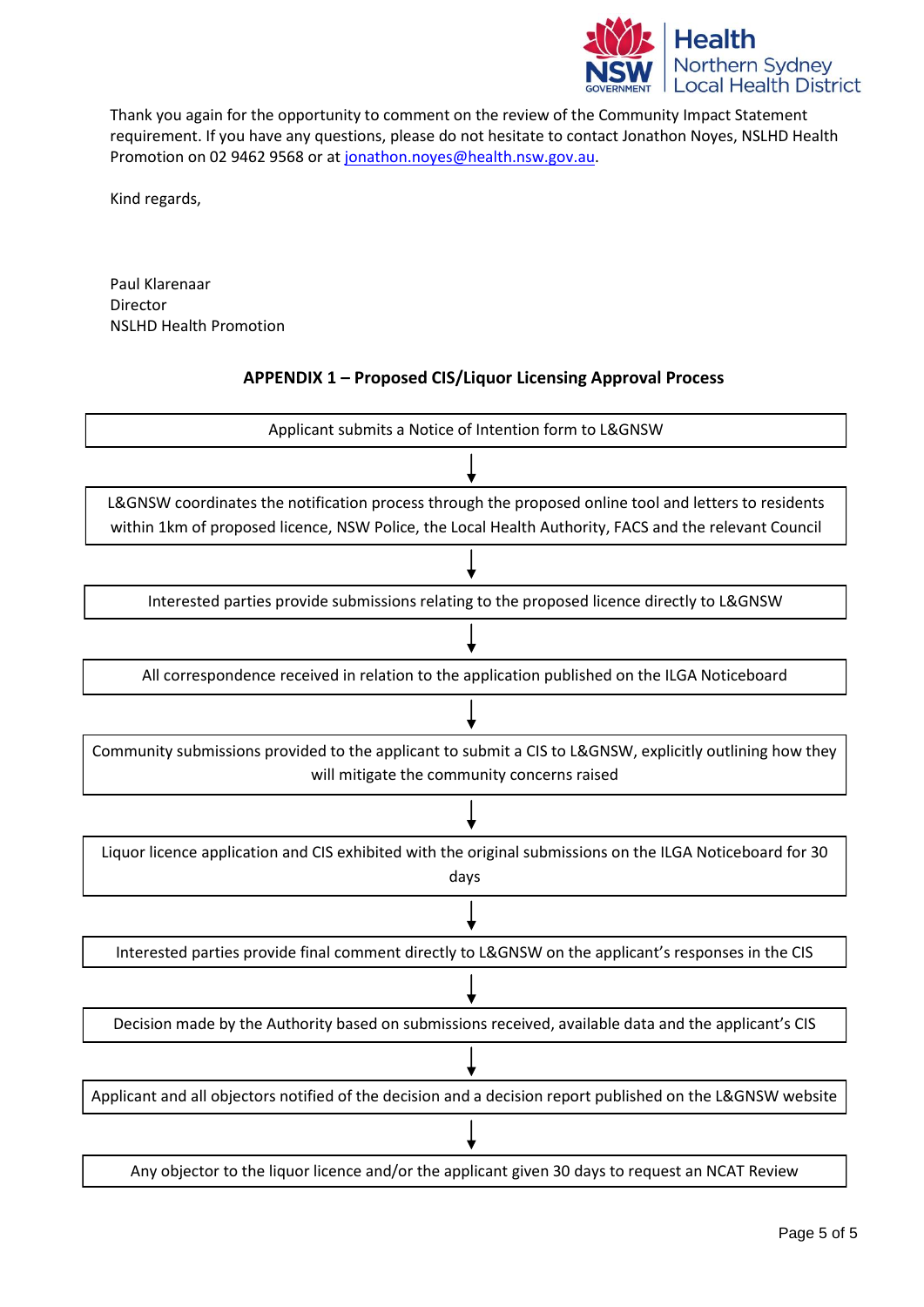Thank you again for the opportunity to comment on the review of the Community Impact Statement requirement. If you have any questions, please do not hesitate to contact Jonathon Noyes, NSLHD Health Promotion on 02 9462 9568 or at jonathon.noyes@health.nsw.gov.au.

Kind regards,

Paul Klarenaar
Director
NSLHD Health Promotion

## APPENDIX 1 – Proposed CIS/Liquor Licensing Approval Process

Applicant submits a Notice of Intention form to L&GNSW

↓

L&GNSW coordinates the notification process through the proposed online tool and letters to residents within 1km of proposed licence, NSW Police, the Local Health Authority, FACS and the relevant Council

↓

Interested parties provide submissions relating to the proposed licence directly to L&GNSW

↓

All correspondence received in relation to the application published on the ILGA Noticeboard

↓

Community submissions provided to the applicant to submit a CIS to L&GNSW, explicitly outlining how they will mitigate the community concerns raised

↓

Liquor licence application and CIS exhibited with the original submissions on the ILGA Noticeboard for 30 days

↓

Interested parties provide final comment directly to L&GNSW on the applicant's responses in the CIS

↓

Decision made by the Authority based on submissions received, available data and the applicant's CIS

↓

Applicant and all objectors notified of the decision and a decision report published on the L&GNSW website

↓

Any objector to the liquor licence and/or the applicant given 30 days to request an NCAT Review